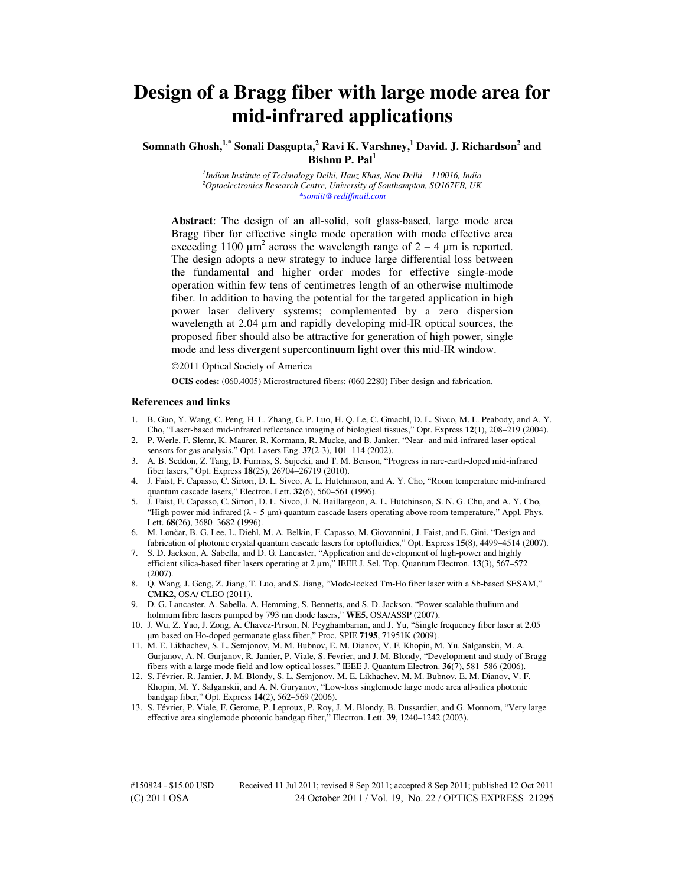# Design of a Bragg fiber with large mode area for mid-infrared applications

**Somnath Ghosh,[1,*] Sonali Dasgupta,[2] Ravi K. Varshney,[1] David. J. Richardson[2] and Bishnu P. Pal[1]**

[1] *Indian Institute of Technology Delhi, Hauz Khas, New Delhi – 110016, India*
[2] *Optoelectronics Research Centre, University of Southampton, SO167FB, UK*
*somiit@rediffmail.com

**Abstract**: The design of an all-solid, soft glass-based, large mode area Bragg fiber for effective single mode operation with mode effective area exceeding 1100 μm$^2$ across the wavelength range of 2 – 4 μm is reported. The design adopts a new strategy to induce large differential loss between the fundamental and higher order modes for effective single-mode operation within few tens of centimetres length of an otherwise multimode fiber. In addition to having the potential for the targeted application in high power laser delivery systems; complemented by a zero dispersion wavelength at 2.04 μm and rapidly developing mid-IR optical sources, the proposed fiber should also be attractive for generation of high power, single mode and less divergent supercontinuum light over this mid-IR window.

©2011 Optical Society of America

**OCIS codes:** (060.4005) Microstructured fibers; (060.2280) Fiber design and fabrication.

## References and links

1. B. Guo, Y. Wang, C. Peng, H. L. Zhang, G. P. Luo, H. Q. Le, C. Gmachl, D. L. Sivco, M. L. Peabody, and A. Y. Cho, "Laser-based mid-infrared reflectance imaging of biological tissues," Opt. Express **12**(1), 208–219 (2004).
2. P. Werle, F. Slemr, K. Maurer, R. Kormann, R. Mucke, and B. Janker, "Near- and mid-infrared laser-optical sensors for gas analysis," Opt. Lasers Eng. **37**(2-3), 101–114 (2002).
3. A. B. Seddon, Z. Tang, D. Furniss, S. Sujecki, and T. M. Benson, "Progress in rare-earth-doped mid-infrared fiber lasers," Opt. Express **18**(25), 26704–26719 (2010).
4. J. Faist, F. Capasso, C. Sirtori, D. L. Sivco, A. L. Hutchinson, and A. Y. Cho, "Room temperature mid-infrared quantum cascade lasers," Electron. Lett. **32**(6), 560–561 (1996).
5. J. Faist, F. Capasso, C. Sirtori, D. L. Sivco, J. N. Baillargeon, A. L. Hutchinson, S. N. G. Chu, and A. Y. Cho, "High power mid-infrared (λ ~ 5 μm) quantum cascade lasers operating above room temperature," Appl. Phys. Lett. **68**(26), 3680–3682 (1996).
6. M. Lončar, B. G. Lee, L. Diehl, M. A. Belkin, F. Capasso, M. Giovannini, J. Faist, and E. Gini, "Design and fabrication of photonic crystal quantum cascade lasers for optofluidics," Opt. Express **15**(8), 4499–4514 (2007).
7. S. D. Jackson, A. Sabella, and D. G. Lancaster, "Application and development of high-power and highly efficient silica-based fiber lasers operating at 2 μm," IEEE J. Sel. Top. Quantum Electron. **13**(3), 567–572 (2007).
8. Q. Wang, J. Geng, Z. Jiang, T. Luo, and S. Jiang, "Mode-locked Tm-Ho fiber laser with a Sb-based SESAM," **CMK2,** OSA/ CLEO (2011).
9. D. G. Lancaster, A. Sabella, A. Hemming, S. Bennetts, and S. D. Jackson, "Power-scalable thulium and holmium fibre lasers pumped by 793 nm diode lasers," **WE5,** OSA/ASSP (2007).
10. J. Wu, Z. Yao, J. Zong, A. Chavez-Pirson, N. Peyghambarian, and J. Yu, "Single frequency fiber laser at 2.05 μm based on Ho-doped germanate glass fiber," Proc. SPIE **7195**, 71951K (2009).
11. M. E. Likhachev, S. L. Semjonov, M. M. Bubnov, E. M. Dianov, V. F. Khopin, M. Yu. Salganskii, M. A. Gurjanov, A. N. Gurjanov, R. Jamier, P. Viale, S. Fevrier, and J. M. Blondy, "Development and study of Bragg fibers with a large mode field and low optical losses," IEEE J. Quantum Electron. **36**(7), 581–586 (2006).
12. S. Février, R. Jamier, J. M. Blondy, S. L. Semjonov, M. E. Likhachev, M. M. Bubnov, E. M. Dianov, V. F. Khopin, M. Y. Salganskii, and A. N. Guryanov, "Low-loss singlemode large mode area all-silica photonic bandgap fiber," Opt. Express **14**(2), 562–569 (2006).
13. S. Février, P. Viale, F. Gerome, P. Leproux, P. Roy, J. M. Blondy, B. Dussardier, and G. Monnom, "Very large effective area singlemode photonic bandgap fiber," Electron. Lett. **39**, 1240–1242 (2003).

#150824 - $15.00 USD Received 11 Jul 2011; revised 8 Sep 2011; accepted 8 Sep 2011; published 12 Oct 2011
(C) 2011 OSA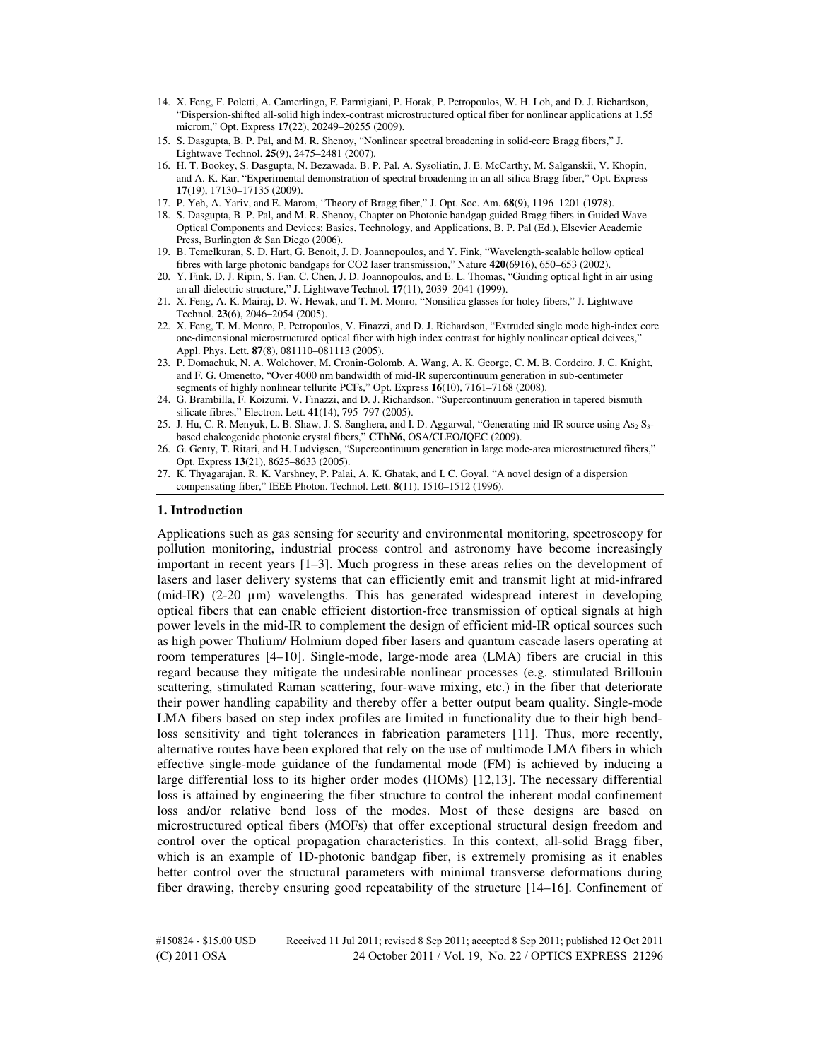14. X. Feng, F. Poletti, A. Camerlingo, F. Parmigiani, P. Horak, P. Petropoulos, W. H. Loh, and D. J. Richardson, "Dispersion-shifted all-solid high index-contrast microstructured optical fiber for nonlinear applications at 1.55 microm," Opt. Express **17**(22), 20249–20255 (2009).
15. S. Dasgupta, B. P. Pal, and M. R. Shenoy, "Nonlinear spectral broadening in solid-core Bragg fibers," J. Lightwave Technol. **25**(9), 2475–2481 (2007).
16. H. T. Bookey, S. Dasgupta, N. Bezawada, B. P. Pal, A. Sysoliatin, J. E. McCarthy, M. Salganskii, V. Khopin, and A. K. Kar, "Experimental demonstration of spectral broadening in an all-silica Bragg fiber," Opt. Express **17**(19), 17130–17135 (2009).
17. P. Yeh, A. Yariv, and E. Marom, "Theory of Bragg fiber," J. Opt. Soc. Am. **68**(9), 1196–1201 (1978).
18. S. Dasgupta, B. P. Pal, and M. R. Shenoy, Chapter on Photonic bandgap guided Bragg fibers in Guided Wave Optical Components and Devices: Basics, Technology, and Applications, B. P. Pal (Ed.), Elsevier Academic Press, Burlington & San Diego (2006).
19. B. Temelkuran, S. D. Hart, G. Benoit, J. D. Joannopoulos, and Y. Fink, "Wavelength-scalable hollow optical fibres with large photonic bandgaps for CO2 laser transmission," Nature **420**(6916), 650–653 (2002).
20. Y. Fink, D. J. Ripin, S. Fan, C. Chen, J. D. Joannopoulos, and E. L. Thomas, "Guiding optical light in air using an all-dielectric structure," J. Lightwave Technol. **17**(11), 2039–2041 (1999).
21. X. Feng, A. K. Mairaj, D. W. Hewak, and T. M. Monro, "Nonsilica glasses for holey fibers," J. Lightwave Technol. **23**(6), 2046–2054 (2005).
22. X. Feng, T. M. Monro, P. Petropoulos, V. Finazzi, and D. J. Richardson, "Extruded single mode high-index core one-dimensional microstructured optical fiber with high index contrast for highly nonlinear optical deivces," Appl. Phys. Lett. **87**(8), 081110–081113 (2005).
23. P. Domachuk, N. A. Wolchover, M. Cronin-Golomb, A. Wang, A. K. George, C. M. B. Cordeiro, J. C. Knight, and F. G. Omenetto, "Over 4000 nm bandwidth of mid-IR supercontinuum generation in sub-centimeter segments of highly nonlinear tellurite PCFs," Opt. Express **16**(10), 7161–7168 (2008).
24. G. Brambilla, F. Koizumi, V. Finazzi, and D. J. Richardson, "Supercontinuum generation in tapered bismuth silicate fibres," Electron. Lett. **41**(14), 795–797 (2005).
25. J. Hu, C. R. Menyuk, L. B. Shaw, J. S. Sanghera, and I. D. Aggarwal, "Generating mid-IR source using $As_2S_3$-based chalcogenide photonic crystal fibers," **CThN6,** OSA/CLEO/IQEC (2009).
26. G. Genty, T. Ritari, and H. Ludvigsen, "Supercontinuum generation in large mode-area microstructured fibers," Opt. Express **13**(21), 8625–8633 (2005).
27. K. Thyagarajan, R. K. Varshney, P. Palai, A. K. Ghatak, and I. C. Goyal, "A novel design of a dispersion compensating fiber," IEEE Photon. Technol. Lett. **8**(11), 1510–1512 (1996).

## 1. Introduction

Applications such as gas sensing for security and environmental monitoring, spectroscopy for pollution monitoring, industrial process control and astronomy have become increasingly important in recent years [1–3]. Much progress in these areas relies on the development of lasers and laser delivery systems that can efficiently emit and transmit light at mid-infrared (mid-IR) (2-20 µm) wavelengths. This has generated widespread interest in developing optical fibers that can enable efficient distortion-free transmission of optical signals at high power levels in the mid-IR to complement the design of efficient mid-IR optical sources such as high power Thulium/ Holmium doped fiber lasers and quantum cascade lasers operating at room temperatures [4–10]. Single-mode, large-mode area (LMA) fibers are crucial in this regard because they mitigate the undesirable nonlinear processes (e.g. stimulated Brillouin scattering, stimulated Raman scattering, four-wave mixing, etc.) in the fiber that deteriorate their power handling capability and thereby offer a better output beam quality. Single-mode LMA fibers based on step index profiles are limited in functionality due to their high bend-loss sensitivity and tight tolerances in fabrication parameters [11]. Thus, more recently, alternative routes have been explored that rely on the use of multimode LMA fibers in which effective single-mode guidance of the fundamental mode (FM) is achieved by inducing a large differential loss to its higher order modes (HOMs) [12,13]. The necessary differential loss is attained by engineering the fiber structure to control the inherent modal confinement loss and/or relative bend loss of the modes. Most of these designs are based on microstructured optical fibers (MOFs) that offer exceptional structural design freedom and control over the optical propagation characteristics. In this context, all-solid Bragg fiber, which is an example of 1D-photonic bandgap fiber, is extremely promising as it enables better control over the structural parameters with minimal transverse deformations during fiber drawing, thereby ensuring good repeatability of the structure [14–16]. Confinement of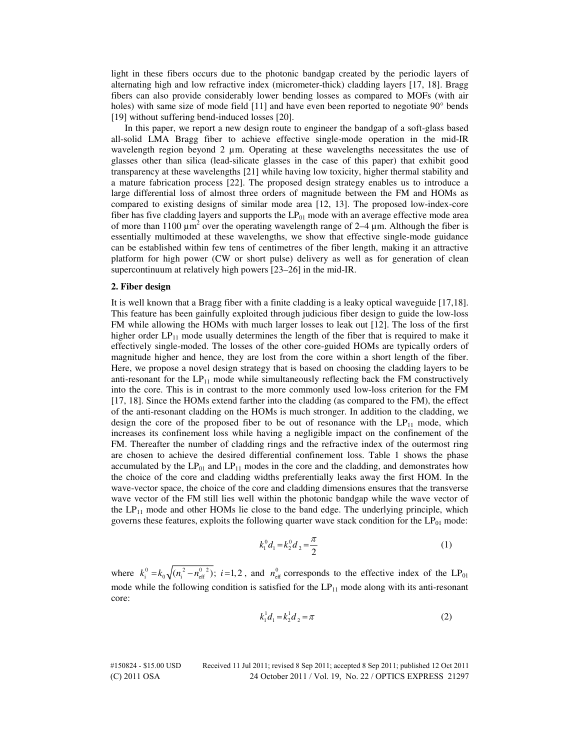light in these fibers occurs due to the photonic bandgap created by the periodic layers of alternating high and low refractive index (micrometer-thick) cladding layers [17, 18]. Bragg fibers can also provide considerably lower bending losses as compared to MOFs (with air holes) with same size of mode field [11] and have even been reported to negotiate 90° bends [19] without suffering bend-induced losses [20].

In this paper, we report a new design route to engineer the bandgap of a soft-glass based all-solid LMA Bragg fiber to achieve effective single-mode operation in the mid-IR wavelength region beyond 2 µm. Operating at these wavelengths necessitates the use of glasses other than silica (lead-silicate glasses in the case of this paper) that exhibit good transparency at these wavelengths [21] while having low toxicity, higher thermal stability and a mature fabrication process [22]. The proposed design strategy enables us to introduce a large differential loss of almost three orders of magnitude between the FM and HOMs as compared to existing designs of similar mode area [12, 13]. The proposed low-index-core fiber has five cladding layers and supports the $LP_{01}$ mode with an average effective mode area of more than 1100 µm$^2$ over the operating wavelength range of 2–4 µm. Although the fiber is essentially multimoded at these wavelengths, we show that effective single-mode guidance can be established within few tens of centimetres of the fiber length, making it an attractive platform for high power (CW or short pulse) delivery as well as for generation of clean supercontinuum at relatively high powers [23–26] in the mid-IR.

## 2. Fiber design

It is well known that a Bragg fiber with a finite cladding is a leaky optical waveguide [17,18]. This feature has been gainfully exploited through judicious fiber design to guide the low-loss FM while allowing the HOMs with much larger losses to leak out [12]. The loss of the first higher order $LP_{11}$ mode usually determines the length of the fiber that is required to make it effectively single-moded. The losses of the other core-guided HOMs are typically orders of magnitude higher and hence, they are lost from the core within a short length of the fiber. Here, we propose a novel design strategy that is based on choosing the cladding layers to be anti-resonant for the $LP_{11}$ mode while simultaneously reflecting back the FM constructively into the core. This is in contrast to the more commonly used low-loss criterion for the FM [17, 18]. Since the HOMs extend farther into the cladding (as compared to the FM), the effect of the anti-resonant cladding on the HOMs is much stronger. In addition to the cladding, we design the core of the proposed fiber to be out of resonance with the $LP_{11}$ mode, which increases its confinement loss while having a negligible impact on the confinement of the FM. Thereafter the number of cladding rings and the refractive index of the outermost ring are chosen to achieve the desired differential confinement loss. Table 1 shows the phase accumulated by the $LP_{01}$ and $LP_{11}$ modes in the core and the cladding, and demonstrates how the choice of the core and cladding widths preferentially leaks away the first HOM. In the wave-vector space, the choice of the core and cladding dimensions ensures that the transverse wave vector of the FM still lies well within the photonic bandgap while the wave vector of the $LP_{11}$ mode and other HOMs lie close to the band edge. The underlying principle, which governs these features, exploits the following quarter wave stack condition for the $LP_{01}$ mode:

$$k_1^0 d_1 = k_2^0 d_2 = \frac{\pi}{2} \tag{1}$$

where $k_i^0 = k_0\sqrt{(n_i^2 - n_{\text{eff}}^{0\,2})}$; $i = 1, 2$, and $n_{\text{eff}}^0$ corresponds to the effective index of the $LP_{01}$ mode while the following condition is satisfied for the $LP_{11}$ mode along with its anti-resonant core:

$$k_1^1 d_1 = k_2^1 d_2 = \pi \tag{2}$$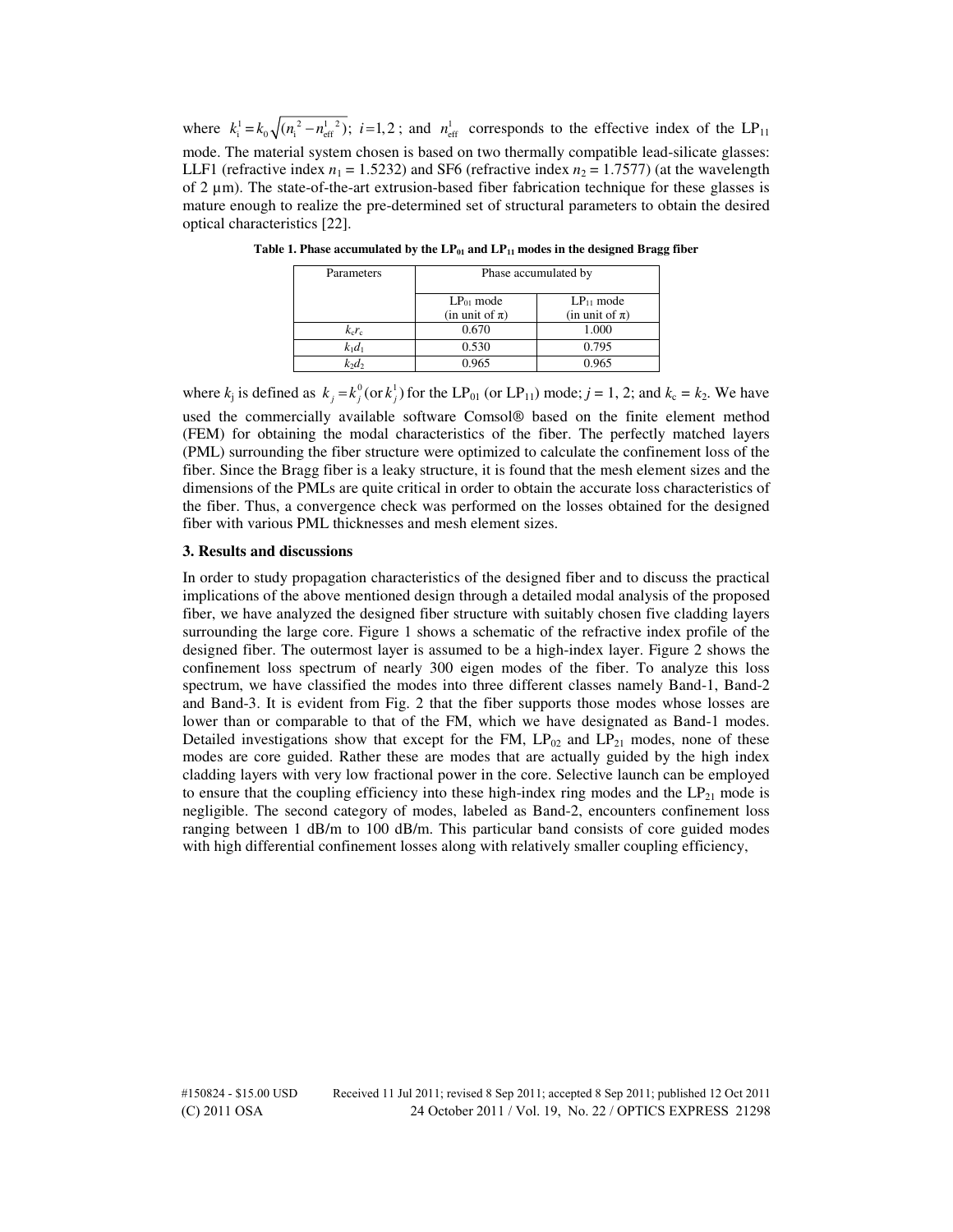where $k_i^1 = k_0\sqrt{(n_i^2 - n_{\text{eff}}^{1\,2})}$; $i = 1, 2$; and $n_{\text{eff}}^1$ corresponds to the effective index of the $LP_{11}$ mode. The material system chosen is based on two thermally compatible lead-silicate glasses: LLF1 (refractive index $n_1 = 1.5232$) and SF6 (refractive index $n_2 = 1.7577$) (at the wavelength of 2 µm). The state-of-the-art extrusion-based fiber fabrication technique for these glasses is mature enough to realize the pre-determined set of structural parameters to obtain the desired optical characteristics [22].

**Table 1. Phase accumulated by the $LP_{01}$ and $LP_{11}$ modes in the designed Bragg fiber**

| Parameters | Phase accumulated by | |
|---|---|---|
| | $LP_{01}$ mode (in unit of $\pi$) | $LP_{11}$ mode (in unit of $\pi$) |
| $k_c r_c$ | 0.670 | 1.000 |
| $k_1 d_1$ | 0.530 | 0.795 |
| $k_2 d_2$ | 0.965 | 0.965 |

where $k_j$ is defined as $k_j = k_j^0\,(\text{or}\,k_j^1)$ for the $LP_{01}$ (or $LP_{11}$) mode; $j = 1, 2$; and $k_c = k_2$. We have used the commercially available software Comsol® based on the finite element method (FEM) for obtaining the modal characteristics of the fiber. The perfectly matched layers (PML) surrounding the fiber structure were optimized to calculate the confinement loss of the fiber. Since the Bragg fiber is a leaky structure, it is found that the mesh element sizes and the dimensions of the PMLs are quite critical in order to obtain the accurate loss characteristics of the fiber. Thus, a convergence check was performed on the losses obtained for the designed fiber with various PML thicknesses and mesh element sizes.

## 3. Results and discussions

In order to study propagation characteristics of the designed fiber and to discuss the practical implications of the above mentioned design through a detailed modal analysis of the proposed fiber, we have analyzed the designed fiber structure with suitably chosen five cladding layers surrounding the large core. Figure 1 shows a schematic of the refractive index profile of the designed fiber. The outermost layer is assumed to be a high-index layer. Figure 2 shows the confinement loss spectrum of nearly 300 eigen modes of the fiber. To analyze this loss spectrum, we have classified the modes into three different classes namely Band-1, Band-2 and Band-3. It is evident from Fig. 2 that the fiber supports those modes whose losses are lower than or comparable to that of the FM, which we have designated as Band-1 modes. Detailed investigations show that except for the FM, $LP_{02}$ and $LP_{21}$ modes, none of these modes are core guided. Rather these are modes that are actually guided by the high index cladding layers with very low fractional power in the core. Selective launch can be employed to ensure that the coupling efficiency into these high-index ring modes and the $LP_{21}$ mode is negligible. The second category of modes, labeled as Band-2, encounters confinement loss ranging between 1 dB/m to 100 dB/m. This particular band consists of core guided modes with high differential confinement losses along with relatively smaller coupling efficiency,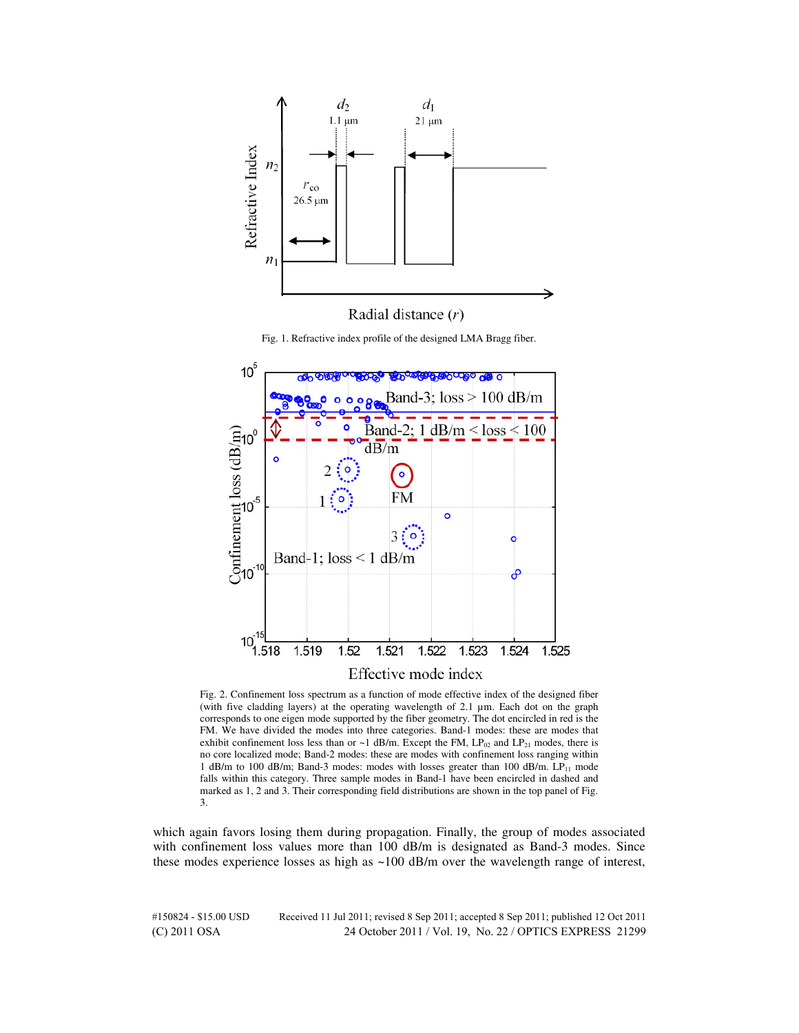Fig. 1. Refractive index profile of the designed LMA Bragg fiber.

Fig. 2. Confinement loss spectrum as a function of mode effective index of the designed fiber (with five cladding layers) at the operating wavelength of 2.1 µm. Each dot on the graph corresponds to one eigen mode supported by the fiber geometry. The dot encircled in red is the FM. We have divided the modes into three categories. Band-1 modes: these are modes that exhibit confinement loss less than or ~1 dB/m. Except the FM, $LP_{02}$ and $LP_{21}$ modes, there is no core localized mode; Band-2 modes: these are modes with confinement loss ranging within 1 dB/m to 100 dB/m; Band-3 modes: modes with losses greater than 100 dB/m. $LP_{11}$ mode falls within this category. Three sample modes in Band-1 have been encircled in dashed and marked as 1, 2 and 3. Their corresponding field distributions are shown in the top panel of Fig. 3.

which again favors losing them during propagation. Finally, the group of modes associated with confinement loss values more than 100 dB/m is designated as Band-3 modes. Since these modes experience losses as high as ~100 dB/m over the wavelength range of interest,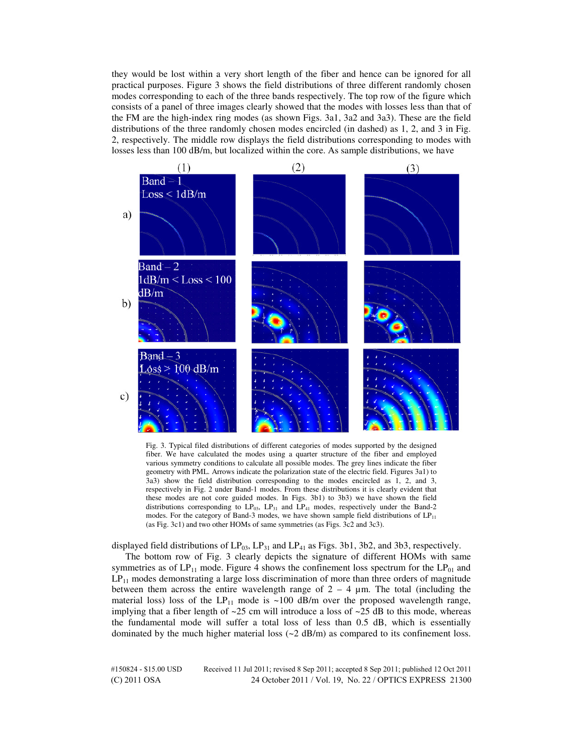they would be lost within a very short length of the fiber and hence can be ignored for all practical purposes. Figure 3 shows the field distributions of three different randomly chosen modes corresponding to each of the three bands respectively. The top row of the figure which consists of a panel of three images clearly showed that the modes with losses less than that of the FM are the high-index ring modes (as shown Figs. 3a1, 3a2 and 3a3). These are the field distributions of the three randomly chosen modes encircled (in dashed) as 1, 2, and 3 in Fig. 2, respectively. The middle row displays the field distributions corresponding to modes with losses less than 100 dB/m, but localized within the core. As sample distributions, we have

Fig. 3. Typical filed distributions of different categories of modes supported by the designed fiber. We have calculated the modes using a quarter structure of the fiber and employed various symmetry conditions to calculate all possible modes. The grey lines indicate the fiber geometry with PML. Arrows indicate the polarization state of the electric field. Figures 3a1) to 3a3) show the field distribution corresponding to the modes encircled as 1, 2, and 3, respectively in Fig. 2 under Band-1 modes. From these distributions it is clearly evident that these modes are not core guided modes. In Figs. 3b1) to 3b3) we have shown the field distributions corresponding to $LP_{03}$, $LP_{31}$ and $LP_{41}$ modes, respectively under the Band-2 modes. For the category of Band-3 modes, we have shown sample field distributions of $LP_{11}$ (as Fig. 3c1) and two other HOMs of same symmetries (as Figs. 3c2 and 3c3).

displayed field distributions of $LP_{03}$, $LP_{31}$ and $LP_{41}$ as Figs. 3b1, 3b2, and 3b3, respectively.

The bottom row of Fig. 3 clearly depicts the signature of different HOMs with same symmetries as of $LP_{11}$ mode. Figure 4 shows the confinement loss spectrum for the $LP_{01}$ and $LP_{11}$ modes demonstrating a large loss discrimination of more than three orders of magnitude between them across the entire wavelength range of 2 – 4 μm. The total (including the material loss) loss of the $LP_{11}$ mode is ~100 dB/m over the proposed wavelength range, implying that a fiber length of ~25 cm will introduce a loss of ~25 dB to this mode, whereas the fundamental mode will suffer a total loss of less than 0.5 dB, which is essentially dominated by the much higher material loss (~2 dB/m) as compared to its confinement loss.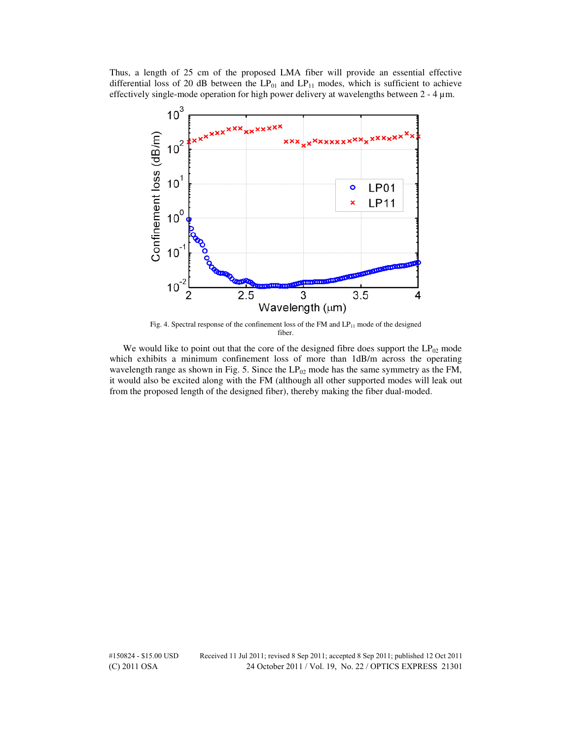Thus, a length of 25 cm of the proposed LMA fiber will provide an essential effective differential loss of 20 dB between the $LP_{01}$ and $LP_{11}$ modes, which is sufficient to achieve effectively single-mode operation for high power delivery at wavelengths between 2 - 4 μm.

Fig. 4. Spectral response of the confinement loss of the FM and $LP_{11}$ mode of the designed fiber.

We would like to point out that the core of the designed fibre does support the $LP_{02}$ mode which exhibits a minimum confinement loss of more than 1dB/m across the operating wavelength range as shown in Fig. 5. Since the $LP_{02}$ mode has the same symmetry as the FM, it would also be excited along with the FM (although all other supported modes will leak out from the proposed length of the designed fiber), thereby making the fiber dual-moded.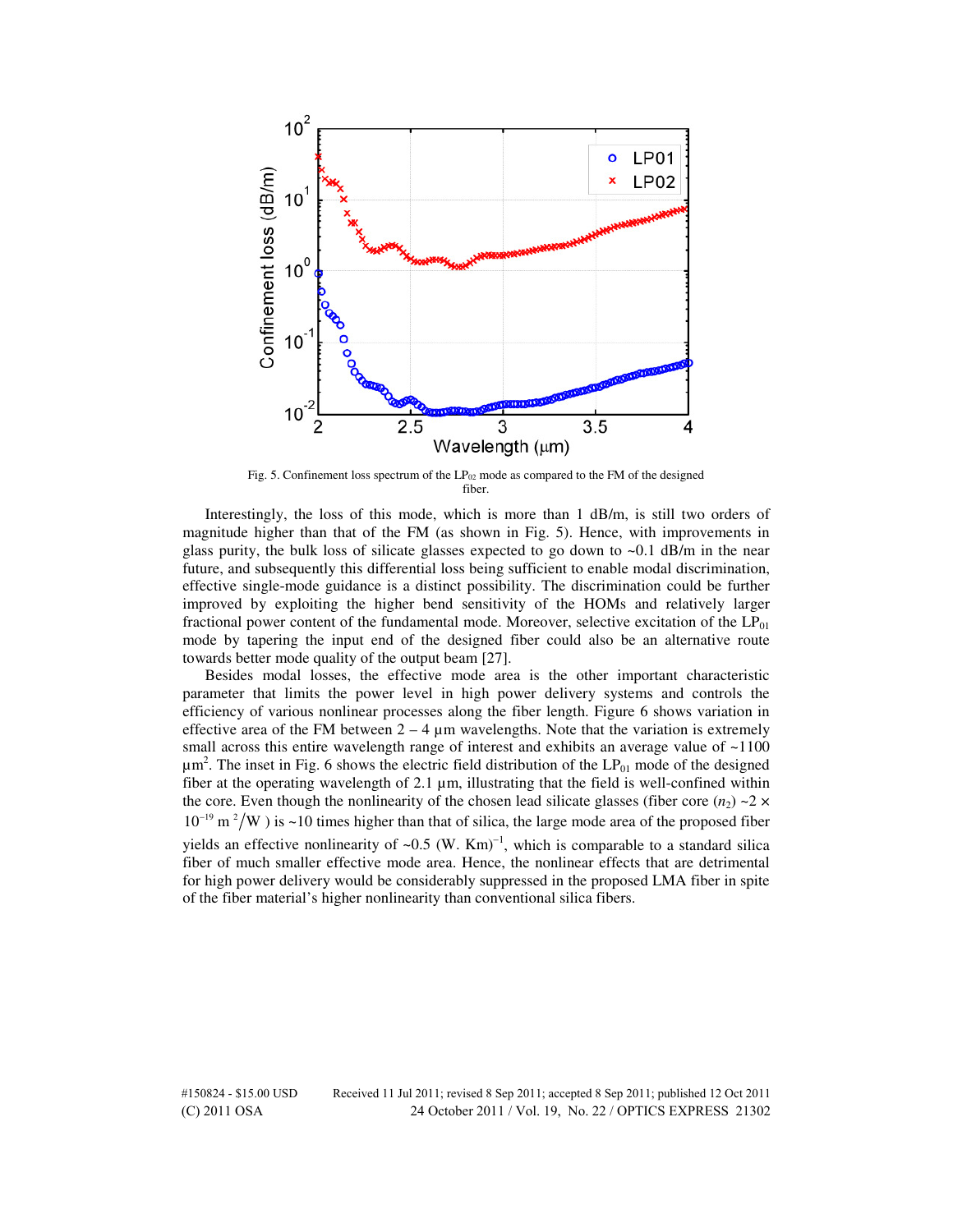Fig. 5. Confinement loss spectrum of the $LP_{02}$ mode as compared to the FM of the designed fiber.

Interestingly, the loss of this mode, which is more than 1 dB/m, is still two orders of magnitude higher than that of the FM (as shown in Fig. 5). Hence, with improvements in glass purity, the bulk loss of silicate glasses expected to go down to ~0.1 dB/m in the near future, and subsequently this differential loss being sufficient to enable modal discrimination, effective single-mode guidance is a distinct possibility. The discrimination could be further improved by exploiting the higher bend sensitivity of the HOMs and relatively larger fractional power content of the fundamental mode. Moreover, selective excitation of the $LP_{01}$ mode by tapering the input end of the designed fiber could also be an alternative route towards better mode quality of the output beam [27].

Besides modal losses, the effective mode area is the other important characteristic parameter that limits the power level in high power delivery systems and controls the efficiency of various nonlinear processes along the fiber length. Figure 6 shows variation in effective area of the FM between 2 – 4 µm wavelengths. Note that the variation is extremely small across this entire wavelength range of interest and exhibits an average value of ~1100 $\mu m^2$. The inset in Fig. 6 shows the electric field distribution of the $LP_{01}$ mode of the designed fiber at the operating wavelength of 2.1 µm, illustrating that the field is well-confined within the core. Even though the nonlinearity of the chosen lead silicate glasses (fiber core ($n_2$) ~$2 \times 10^{-19}$ $m^2/W$ ) is ~10 times higher than that of silica, the large mode area of the proposed fiber yields an effective nonlinearity of ~0.5 $(W.\ Km)^{-1}$, which is comparable to a standard silica fiber of much smaller effective mode area. Hence, the nonlinear effects that are detrimental for high power delivery would be considerably suppressed in the proposed LMA fiber in spite of the fiber material's higher nonlinearity than conventional silica fibers.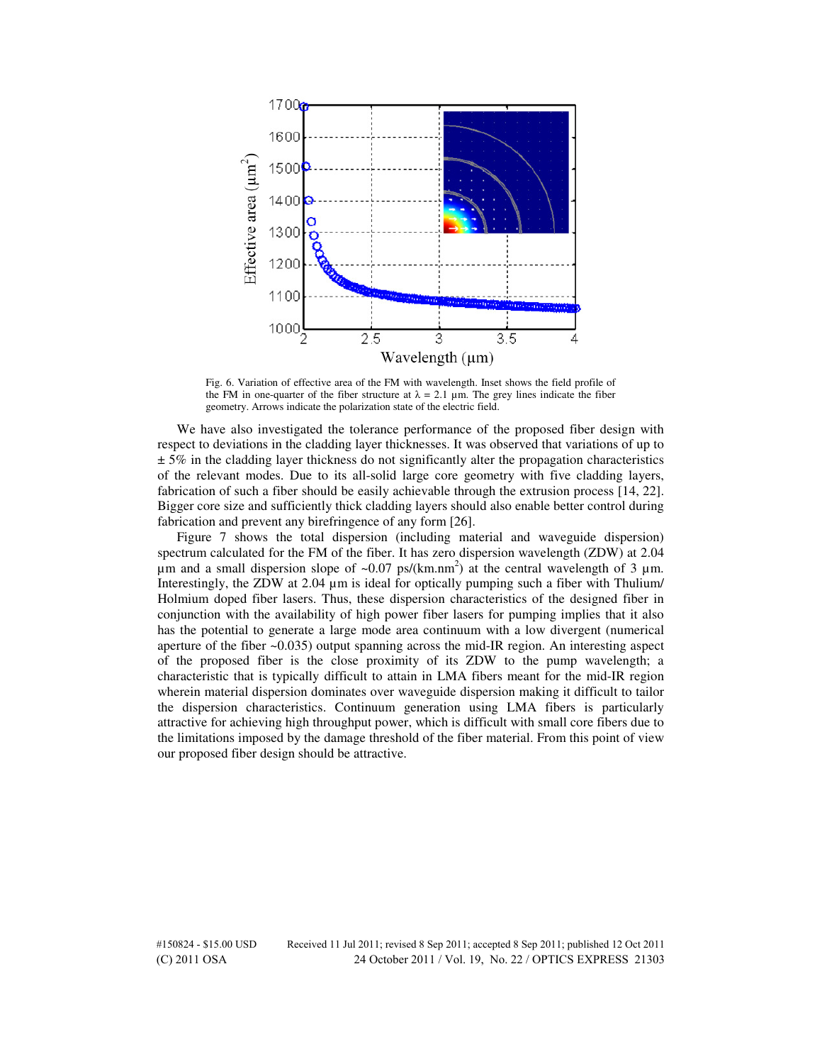Fig. 6. Variation of effective area of the FM with wavelength. Inset shows the field profile of the FM in one-quarter of the fiber structure at $\lambda = 2.1$ µm. The grey lines indicate the fiber geometry. Arrows indicate the polarization state of the electric field.

We have also investigated the tolerance performance of the proposed fiber design with respect to deviations in the cladding layer thicknesses. It was observed that variations of up to ± 5% in the cladding layer thickness do not significantly alter the propagation characteristics of the relevant modes. Due to its all-solid large core geometry with five cladding layers, fabrication of such a fiber should be easily achievable through the extrusion process [14, 22]. Bigger core size and sufficiently thick cladding layers should also enable better control during fabrication and prevent any birefringence of any form [26].

Figure 7 shows the total dispersion (including material and waveguide dispersion) spectrum calculated for the FM of the fiber. It has zero dispersion wavelength (ZDW) at 2.04 µm and a small dispersion slope of ~0.07 ps/(km.nm$^2$) at the central wavelength of 3 µm. Interestingly, the ZDW at 2.04 µm is ideal for optically pumping such a fiber with Thulium/ Holmium doped fiber lasers. Thus, these dispersion characteristics of the designed fiber in conjunction with the availability of high power fiber lasers for pumping implies that it also has the potential to generate a large mode area continuum with a low divergent (numerical aperture of the fiber ~0.035) output spanning across the mid-IR region. An interesting aspect of the proposed fiber is the close proximity of its ZDW to the pump wavelength; a characteristic that is typically difficult to attain in LMA fibers meant for the mid-IR region wherein material dispersion dominates over waveguide dispersion making it difficult to tailor the dispersion characteristics. Continuum generation using LMA fibers is particularly attractive for achieving high throughput power, which is difficult with small core fibers due to the limitations imposed by the damage threshold of the fiber material. From this point of view our proposed fiber design should be attractive.

#150824 - $15.00 USD Received 11 Jul 2011; revised 8 Sep 2011; accepted 8 Sep 2011; published 12 Oct 2011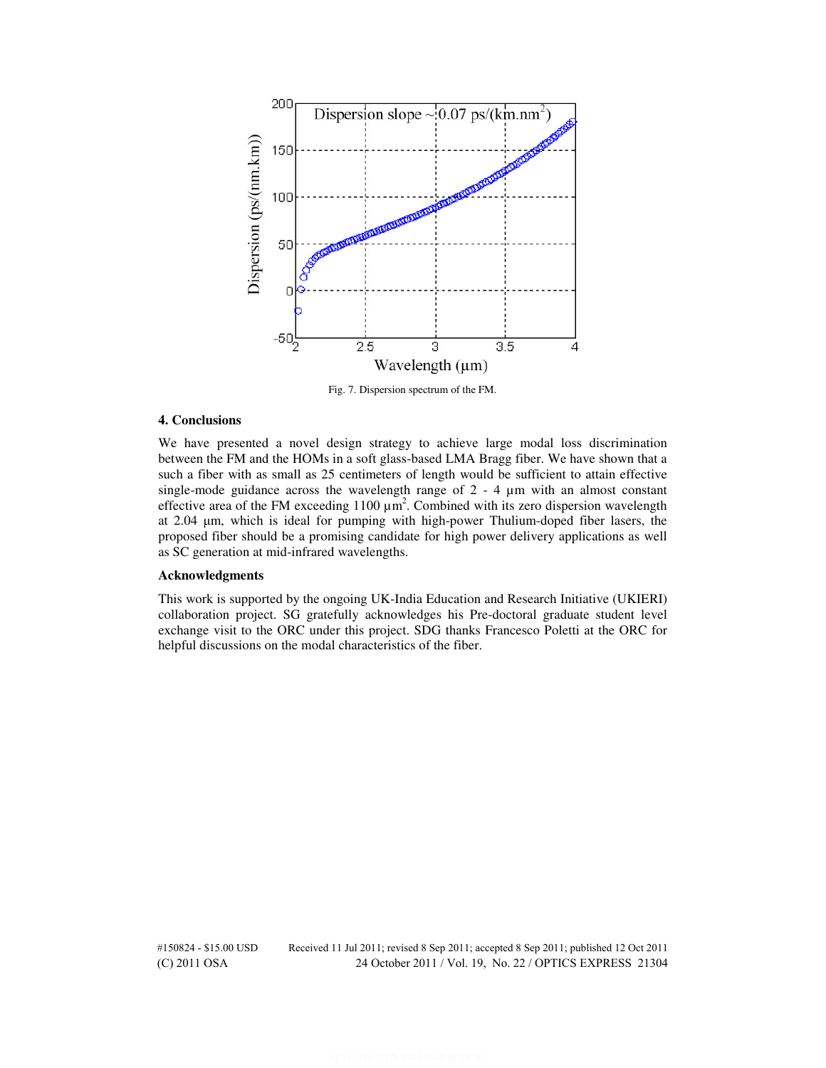Dispersion slope ~ 0.07 ps/(km.nm$^2$)

Dispersion (ps/(nm.km))

200

150

100

50

0

-50

2

2.5

3

3.5

4

Wavelength (μm)

Fig. 7. Dispersion spectrum of the FM.

### 4. Conclusions

We have presented a novel design strategy to achieve large modal loss discrimination between the FM and the HOMs in a soft glass-based LMA Bragg fiber. We have shown that a such a fiber with as small as 25 centimeters of length would be sufficient to attain effective single-mode guidance across the wavelength range of 2 - 4 µm with an almost constant effective area of the FM exceeding 1100 µm$^2$. Combined with its zero dispersion wavelength at 2.04 µm, which is ideal for pumping with high-power Thulium-doped fiber lasers, the proposed fiber should be a promising candidate for high power delivery applications as well as SC generation at mid-infrared wavelengths.

### Acknowledgments

This work is supported by the ongoing UK-India Education and Research Initiative (UKIERI) collaboration project. SG gratefully acknowledges his Pre-doctoral graduate student level exchange visit to the ORC under this project. SDG thanks Francesco Poletti at the ORC for helpful discussions on the modal characteristics of the fiber.

#150824 - $15.00 USD Received 11 Jul 2011; revised 8 Sep 2011; accepted 8 Sep 2011; published 12 Oct 2011

(C) 2011 OSA